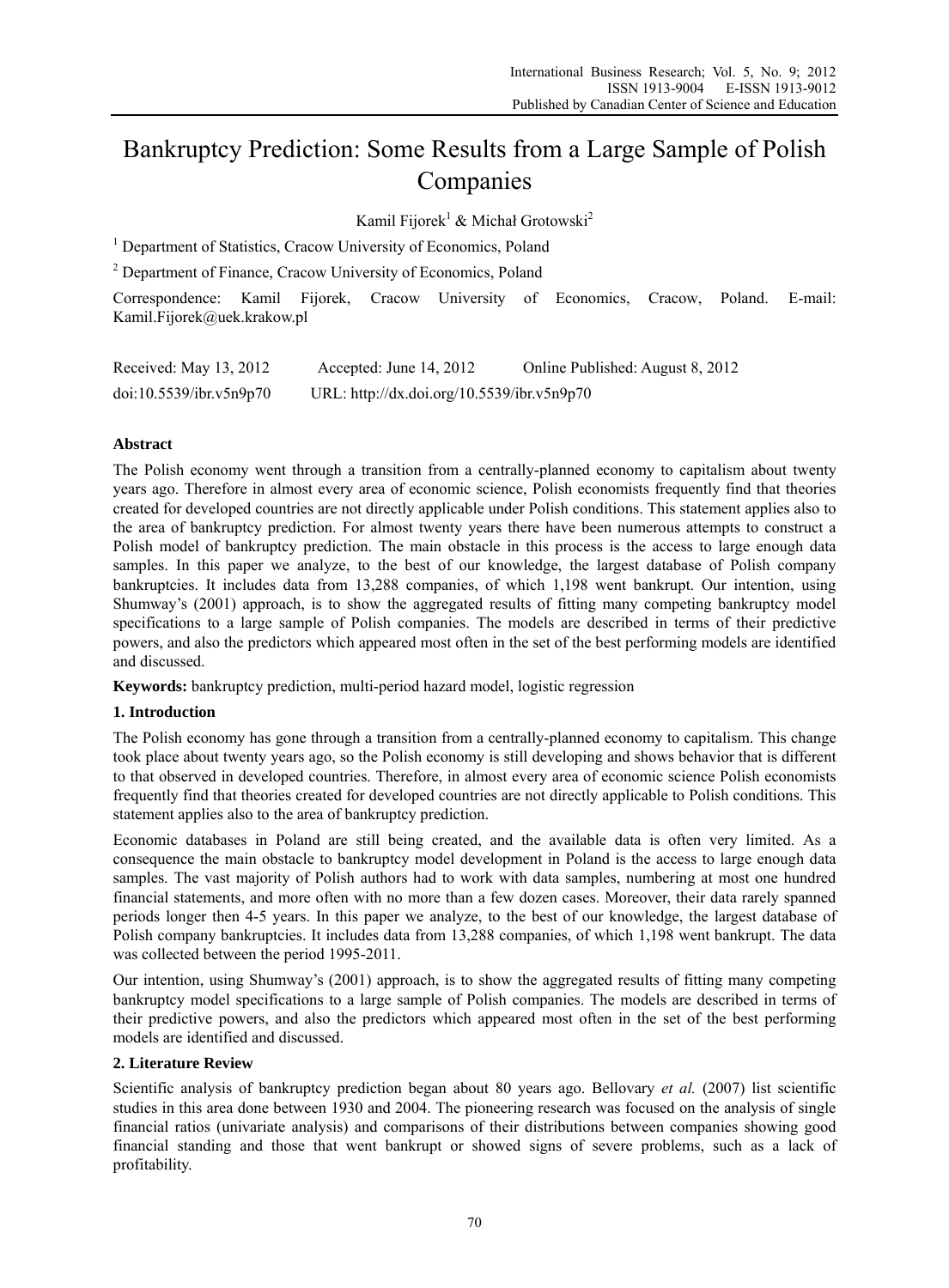# Bankruptcy Prediction: Some Results from a Large Sample of Polish Companies

Kamil Fijorek[1] & Michał Grotowski[2]

[1] Department of Statistics, Cracow University of Economics, Poland

[2] Department of Finance, Cracow University of Economics, Poland

Correspondence: Kamil Fijorek, Cracow University of Economics, Cracow, Poland. E-mail: Kamil.Fijorek@uek.krakow.pl

Received: May 13, 2012 Accepted: June 14, 2012 Online Published: August 8, 2012

doi:10.5539/ibr.v5n9p70 URL: http://dx.doi.org/10.5539/ibr.v5n9p70

## Abstract

The Polish economy went through a transition from a centrally-planned economy to capitalism about twenty years ago. Therefore in almost every area of economic science, Polish economists frequently find that theories created for developed countries are not directly applicable under Polish conditions. This statement applies also to the area of bankruptcy prediction. For almost twenty years there have been numerous attempts to construct a Polish model of bankruptcy prediction. The main obstacle in this process is the access to large enough data samples. In this paper we analyze, to the best of our knowledge, the largest database of Polish company bankruptcies. It includes data from 13,288 companies, of which 1,198 went bankrupt. Our intention, using Shumway's (2001) approach, is to show the aggregated results of fitting many competing bankruptcy model specifications to a large sample of Polish companies. The models are described in terms of their predictive powers, and also the predictors which appeared most often in the set of the best performing models are identified and discussed.

**Keywords:** bankruptcy prediction, multi-period hazard model, logistic regression

## 1. Introduction

The Polish economy has gone through a transition from a centrally-planned economy to capitalism. This change took place about twenty years ago, so the Polish economy is still developing and shows behavior that is different to that observed in developed countries. Therefore, in almost every area of economic science Polish economists frequently find that theories created for developed countries are not directly applicable to Polish conditions. This statement applies also to the area of bankruptcy prediction.

Economic databases in Poland are still being created, and the available data is often very limited. As a consequence the main obstacle to bankruptcy model development in Poland is the access to large enough data samples. The vast majority of Polish authors had to work with data samples, numbering at most one hundred financial statements, and more often with no more than a few dozen cases. Moreover, their data rarely spanned periods longer then 4-5 years. In this paper we analyze, to the best of our knowledge, the largest database of Polish company bankruptcies. It includes data from 13,288 companies, of which 1,198 went bankrupt. The data was collected between the period 1995-2011.

Our intention, using Shumway's (2001) approach, is to show the aggregated results of fitting many competing bankruptcy model specifications to a large sample of Polish companies. The models are described in terms of their predictive powers, and also the predictors which appeared most often in the set of the best performing models are identified and discussed.

## 2. Literature Review

Scientific analysis of bankruptcy prediction began about 80 years ago. Bellovary *et al.* (2007) list scientific studies in this area done between 1930 and 2004. The pioneering research was focused on the analysis of single financial ratios (univariate analysis) and comparisons of their distributions between companies showing good financial standing and those that went bankrupt or showed signs of severe problems, such as a lack of profitability.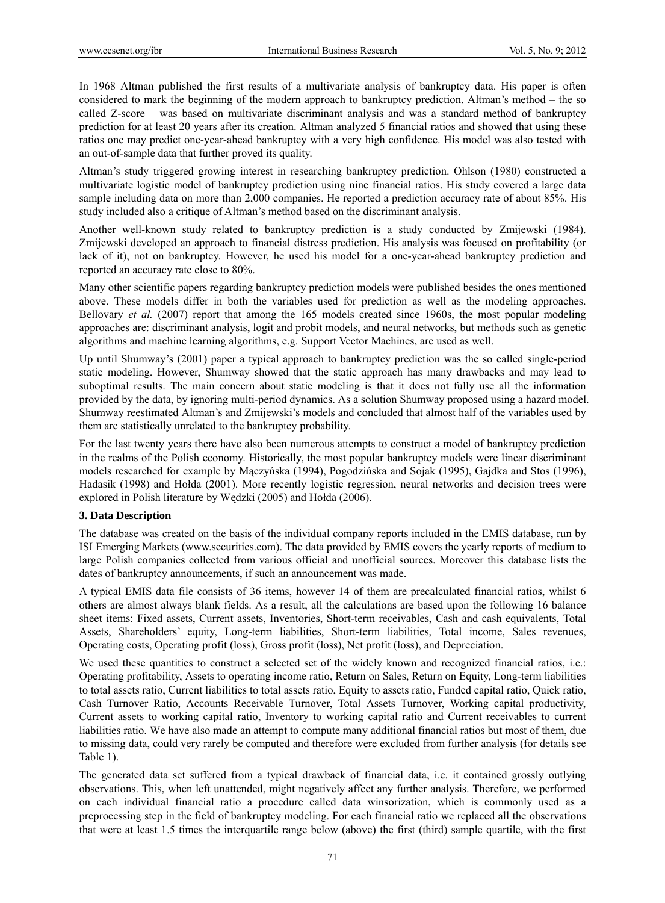In 1968 Altman published the first results of a multivariate analysis of bankruptcy data. His paper is often considered to mark the beginning of the modern approach to bankruptcy prediction. Altman's method – the so called Z-score – was based on multivariate discriminant analysis and was a standard method of bankruptcy prediction for at least 20 years after its creation. Altman analyzed 5 financial ratios and showed that using these ratios one may predict one-year-ahead bankruptcy with a very high confidence. His model was also tested with an out-of-sample data that further proved its quality.

Altman's study triggered growing interest in researching bankruptcy prediction. Ohlson (1980) constructed a multivariate logistic model of bankruptcy prediction using nine financial ratios. His study covered a large data sample including data on more than 2,000 companies. He reported a prediction accuracy rate of about 85%. His study included also a critique of Altman's method based on the discriminant analysis.

Another well-known study related to bankruptcy prediction is a study conducted by Zmijewski (1984). Zmijewski developed an approach to financial distress prediction. His analysis was focused on profitability (or lack of it), not on bankruptcy. However, he used his model for a one-year-ahead bankruptcy prediction and reported an accuracy rate close to 80%.

Many other scientific papers regarding bankruptcy prediction models were published besides the ones mentioned above. These models differ in both the variables used for prediction as well as the modeling approaches. Bellovary *et al.* (2007) report that among the 165 models created since 1960s, the most popular modeling approaches are: discriminant analysis, logit and probit models, and neural networks, but methods such as genetic algorithms and machine learning algorithms, e.g. Support Vector Machines, are used as well.

Up until Shumway's (2001) paper a typical approach to bankruptcy prediction was the so called single-period static modeling. However, Shumway showed that the static approach has many drawbacks and may lead to suboptimal results. The main concern about static modeling is that it does not fully use all the information provided by the data, by ignoring multi-period dynamics. As a solution Shumway proposed using a hazard model. Shumway reestimated Altman's and Zmijewski's models and concluded that almost half of the variables used by them are statistically unrelated to the bankruptcy probability.

For the last twenty years there have also been numerous attempts to construct a model of bankruptcy prediction in the realms of the Polish economy. Historically, the most popular bankruptcy models were linear discriminant models researched for example by Mączyńska (1994), Pogodzińska and Sojak (1995), Gajdka and Stos (1996), Hadasik (1998) and Hołda (2001). More recently logistic regression, neural networks and decision trees were explored in Polish literature by Wędzki (2005) and Hołda (2006).

## 3. Data Description

The database was created on the basis of the individual company reports included in the EMIS database, run by ISI Emerging Markets (www.securities.com). The data provided by EMIS covers the yearly reports of medium to large Polish companies collected from various official and unofficial sources. Moreover this database lists the dates of bankruptcy announcements, if such an announcement was made.

A typical EMIS data file consists of 36 items, however 14 of them are precalculated financial ratios, whilst 6 others are almost always blank fields. As a result, all the calculations are based upon the following 16 balance sheet items: Fixed assets, Current assets, Inventories, Short-term receivables, Cash and cash equivalents, Total Assets, Shareholders' equity, Long-term liabilities, Short-term liabilities, Total income, Sales revenues, Operating costs, Operating profit (loss), Gross profit (loss), Net profit (loss), and Depreciation.

We used these quantities to construct a selected set of the widely known and recognized financial ratios, i.e.: Operating profitability, Assets to operating income ratio, Return on Sales, Return on Equity, Long-term liabilities to total assets ratio, Current liabilities to total assets ratio, Equity to assets ratio, Funded capital ratio, Quick ratio, Cash Turnover Ratio, Accounts Receivable Turnover, Total Assets Turnover, Working capital productivity, Current assets to working capital ratio, Inventory to working capital ratio and Current receivables to current liabilities ratio. We have also made an attempt to compute many additional financial ratios but most of them, due to missing data, could very rarely be computed and therefore were excluded from further analysis (for details see Table 1).

The generated data set suffered from a typical drawback of financial data, i.e. it contained grossly outlying observations. This, when left unattended, might negatively affect any further analysis. Therefore, we performed on each individual financial ratio a procedure called data winsorization, which is commonly used as a preprocessing step in the field of bankruptcy modeling. For each financial ratio we replaced all the observations that were at least 1.5 times the interquartile range below (above) the first (third) sample quartile, with the first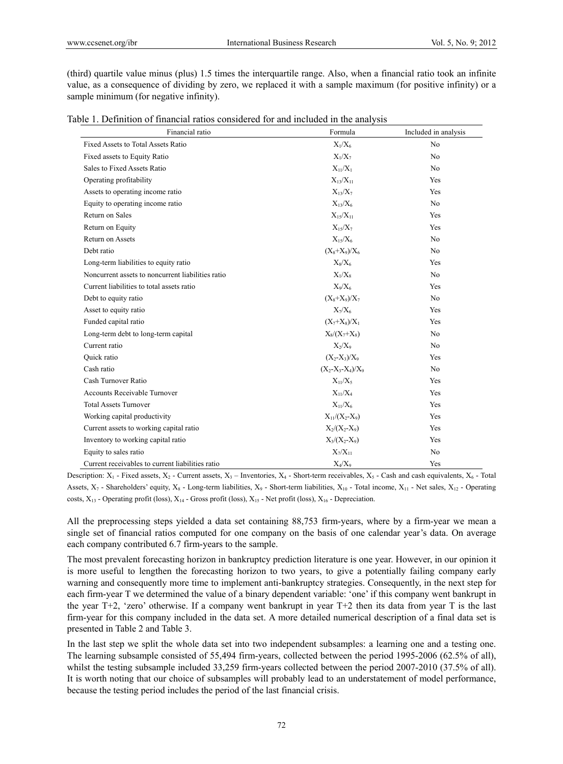(third) quartile value minus (plus) 1.5 times the interquartile range. Also, when a financial ratio took an infinite value, as a consequence of dividing by zero, we replaced it with a sample maximum (for positive infinity) or a sample minimum (for negative infinity).

Table 1. Definition of financial ratios considered for and included in the analysis

| Financial ratio | Formula | Included in analysis |
|---|---|---|
| Fixed Assets to Total Assets Ratio | $X_1/X_6$ | No |
| Fixed assets to Equity Ratio | $X_1/X_7$ | No |
| Sales to Fixed Assets Ratio | $X_{11}/X_1$ | No |
| Operating profitability | $X_{13}/X_{11}$ | Yes |
| Assets to operating income ratio | $X_{13}/X_7$ | Yes |
| Equity to operating income ratio | $X_{13}/X_6$ | No |
| Return on Sales | $X_{15}/X_{11}$ | Yes |
| Return on Equity | $X_{15}/X_7$ | Yes |
| Return on Assets | $X_{15}/X_6$ | No |
| Debt ratio | $(X_8+X_9)/X_6$ | No |
| Long-term liabilities to equity ratio | $X_8/X_6$ | Yes |
| Noncurrent assets to noncurrent liabilities ratio | $X_1/X_8$ | No |
| Current liabilities to total assets ratio | $X_9/X_6$ | Yes |
| Debt to equity ratio | $(X_8+X_9)/X_7$ | No |
| Asset to equity ratio | $X_7/X_6$ | Yes |
| Funded capital ratio | $(X_7+X_8)/X_1$ | Yes |
| Long-term debt to long-term capital | $X_8/(X_7+X_8)$ | No |
| Current ratio | $X_2/X_9$ | No |
| Quick ratio | $(X_2-X_3)/X_9$ | Yes |
| Cash ratio | $(X_2-X_3-X_4)/X_9$ | No |
| Cash Turnover Ratio | $X_{11}/X_5$ | Yes |
| Accounts Receivable Turnover | $X_{11}/X_4$ | Yes |
| Total Assets Turnover | $X_{11}/X_6$ | Yes |
| Working capital productivity | $X_{11}/(X_2-X_9)$ | Yes |
| Current assets to working capital ratio | $X_2/(X_2-X_9)$ | Yes |
| Inventory to working capital ratio | $X_3/(X_2-X_9)$ | Yes |
| Equity to sales ratio | $X_7/X_{11}$ | No |
| Current receivables to current liabilities ratio | $X_4/X_9$ | Yes |

Description: $X_1$ - Fixed assets, $X_2$ - Current assets, $X_3$ – Inventories, $X_4$ - Short-term receivables, $X_5$ - Cash and cash equivalents, $X_6$ - Total Assets, $X_7$ - Shareholders' equity, $X_8$ - Long-term liabilities, $X_9$ - Short-term liabilities, $X_{10}$ - Total income, $X_{11}$ - Net sales, $X_{12}$ - Operating costs, $X_{13}$ - Operating profit (loss), $X_{14}$ - Gross profit (loss), $X_{15}$ - Net profit (loss), $X_{16}$ - Depreciation.

All the preprocessing steps yielded a data set containing 88,753 firm-years, where by a firm-year we mean a single set of financial ratios computed for one company on the basis of one calendar year's data. On average each company contributed 6.7 firm-years to the sample.

The most prevalent forecasting horizon in bankruptcy prediction literature is one year. However, in our opinion it is more useful to lengthen the forecasting horizon to two years, to give a potentially failing company early warning and consequently more time to implement anti-bankruptcy strategies. Consequently, in the next step for each firm-year T we determined the value of a binary dependent variable: 'one' if this company went bankrupt in the year T+2, 'zero' otherwise. If a company went bankrupt in year T+2 then its data from year T is the last firm-year for this company included in the data set. A more detailed numerical description of a final data set is presented in Table 2 and Table 3.

In the last step we split the whole data set into two independent subsamples: a learning one and a testing one. The learning subsample consisted of 55,494 firm-years, collected between the period 1995-2006 (62.5% of all), whilst the testing subsample included 33,259 firm-years collected between the period 2007-2010 (37.5% of all). It is worth noting that our choice of subsamples will probably lead to an understatement of model performance, because the testing period includes the period of the last financial crisis.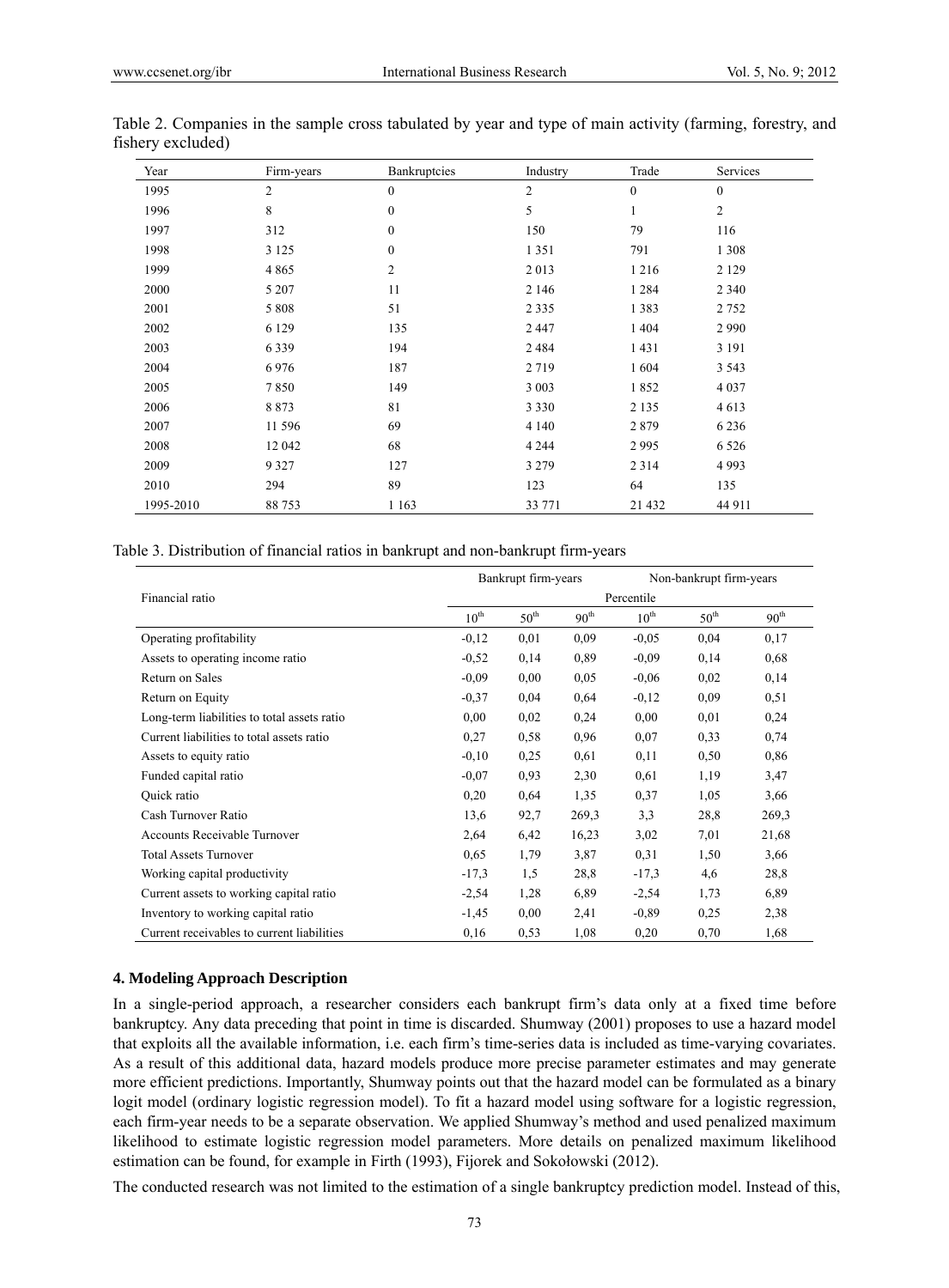Table 2. Companies in the sample cross tabulated by year and type of main activity (farming, forestry, and fishery excluded)

| Year | Firm-years | Bankruptcies | Industry | Trade | Services |
|---|---|---|---|---|---|
| 1995 | 2 | 0 | 2 | 0 | 0 |
| 1996 | 8 | 0 | 5 | 1 | 2 |
| 1997 | 312 | 0 | 150 | 79 | 116 |
| 1998 | 3 125 | 0 | 1 351 | 791 | 1 308 |
| 1999 | 4 865 | 2 | 2 013 | 1 216 | 2 129 |
| 2000 | 5 207 | 11 | 2 146 | 1 284 | 2 340 |
| 2001 | 5 808 | 51 | 2 335 | 1 383 | 2 752 |
| 2002 | 6 129 | 135 | 2 447 | 1 404 | 2 990 |
| 2003 | 6 339 | 194 | 2 484 | 1 431 | 3 191 |
| 2004 | 6 976 | 187 | 2 719 | 1 604 | 3 543 |
| 2005 | 7 850 | 149 | 3 003 | 1 852 | 4 037 |
| 2006 | 8 873 | 81 | 3 330 | 2 135 | 4 613 |
| 2007 | 11 596 | 69 | 4 140 | 2 879 | 6 236 |
| 2008 | 12 042 | 68 | 4 244 | 2 995 | 6 526 |
| 2009 | 9 327 | 127 | 3 279 | 2 314 | 4 993 |
| 2010 | 294 | 89 | 123 | 64 | 135 |
| 1995-2010 | 88 753 | 1 163 | 33 771 | 21 432 | 44 911 |

Table 3. Distribution of financial ratios in bankrupt and non-bankrupt firm-years

| Financial ratio | Bankrupt firm-years | | | Non-bankrupt firm-years | | |
|---|---|---|---|---|---|---|
| | Percentile | | | | | |
| | 10th | 50th | 90th | 10th | 50th | 90th |
| Operating profitability | -0,12 | 0,01 | 0,09 | -0,05 | 0,04 | 0,17 |
| Assets to operating income ratio | -0,52 | 0,14 | 0,89 | -0,09 | 0,14 | 0,68 |
| Return on Sales | -0,09 | 0,00 | 0,05 | -0,06 | 0,02 | 0,14 |
| Return on Equity | -0,37 | 0,04 | 0,64 | -0,12 | 0,09 | 0,51 |
| Long-term liabilities to total assets ratio | 0,00 | 0,02 | 0,24 | 0,00 | 0,01 | 0,24 |
| Current liabilities to total assets ratio | 0,27 | 0,58 | 0,96 | 0,07 | 0,33 | 0,74 |
| Assets to equity ratio | -0,10 | 0,25 | 0,61 | 0,11 | 0,50 | 0,86 |
| Funded capital ratio | -0,07 | 0,93 | 2,30 | 0,61 | 1,19 | 3,47 |
| Quick ratio | 0,20 | 0,64 | 1,35 | 0,37 | 1,05 | 3,66 |
| Cash Turnover Ratio | 13,6 | 92,7 | 269,3 | 3,3 | 28,8 | 269,3 |
| Accounts Receivable Turnover | 2,64 | 6,42 | 16,23 | 3,02 | 7,01 | 21,68 |
| Total Assets Turnover | 0,65 | 1,79 | 3,87 | 0,31 | 1,50 | 3,66 |
| Working capital productivity | -17,3 | 1,5 | 28,8 | -17,3 | 4,6 | 28,8 |
| Current assets to working capital ratio | -2,54 | 1,28 | 6,89 | -2,54 | 1,73 | 6,89 |
| Inventory to working capital ratio | -1,45 | 0,00 | 2,41 | -0,89 | 0,25 | 2,38 |
| Current receivables to current liabilities | 0,16 | 0,53 | 1,08 | 0,20 | 0,70 | 1,68 |

## 4. Modeling Approach Description

In a single-period approach, a researcher considers each bankrupt firm's data only at a fixed time before bankruptcy. Any data preceding that point in time is discarded. Shumway (2001) proposes to use a hazard model that exploits all the available information, i.e. each firm's time-series data is included as time-varying covariates. As a result of this additional data, hazard models produce more precise parameter estimates and may generate more efficient predictions. Importantly, Shumway points out that the hazard model can be formulated as a binary logit model (ordinary logistic regression model). To fit a hazard model using software for a logistic regression, each firm-year needs to be a separate observation. We applied Shumway's method and used penalized maximum likelihood to estimate logistic regression model parameters. More details on penalized maximum likelihood estimation can be found, for example in Firth (1993), Fijorek and Sokołowski (2012).

The conducted research was not limited to the estimation of a single bankruptcy prediction model. Instead of this,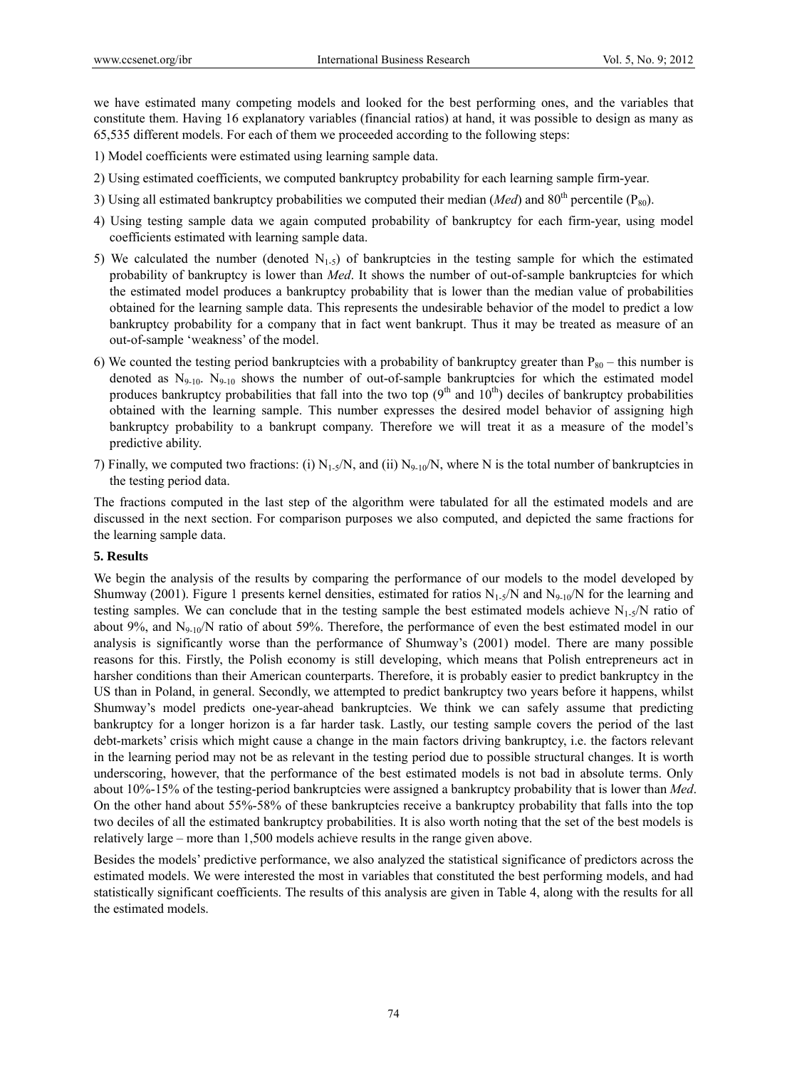we have estimated many competing models and looked for the best performing ones, and the variables that constitute them. Having 16 explanatory variables (financial ratios) at hand, it was possible to design as many as 65,535 different models. For each of them we proceeded according to the following steps:

1) Model coefficients were estimated using learning sample data.

2) Using estimated coefficients, we computed bankruptcy probability for each learning sample firm-year.

3) Using all estimated bankruptcy probabilities we computed their median (*Med*) and 80$^{th}$ percentile ($P_{80}$).

4) Using testing sample data we again computed probability of bankruptcy for each firm-year, using model coefficients estimated with learning sample data.

5) We calculated the number (denoted $N_{1\text{-}5}$) of bankruptcies in the testing sample for which the estimated probability of bankruptcy is lower than *Med*. It shows the number of out-of-sample bankruptcies for which the estimated model produces a bankruptcy probability that is lower than the median value of probabilities obtained for the learning sample data. This represents the undesirable behavior of the model to predict a low bankruptcy probability for a company that in fact went bankrupt. Thus it may be treated as measure of an out-of-sample 'weakness' of the model.

6) We counted the testing period bankruptcies with a probability of bankruptcy greater than $P_{80}$ – this number is denoted as $N_{9\text{-}10}$. $N_{9\text{-}10}$ shows the number of out-of-sample bankruptcies for which the estimated model produces bankruptcy probabilities that fall into the two top (9$^{th}$ and 10$^{th}$) deciles of bankruptcy probabilities obtained with the learning sample. This number expresses the desired model behavior of assigning high bankruptcy probability to a bankrupt company. Therefore we will treat it as a measure of the model's predictive ability.

7) Finally, we computed two fractions: (i) $N_{1\text{-}5}/N$, and (ii) $N_{9\text{-}10}/N$, where N is the total number of bankruptcies in the testing period data.

The fractions computed in the last step of the algorithm were tabulated for all the estimated models and are discussed in the next section. For comparison purposes we also computed, and depicted the same fractions for the learning sample data.

## 5. Results

We begin the analysis of the results by comparing the performance of our models to the model developed by Shumway (2001). Figure 1 presents kernel densities, estimated for ratios $N_{1\text{-}5}/N$ and $N_{9\text{-}10}/N$ for the learning and testing samples. We can conclude that in the testing sample the best estimated models achieve $N_{1\text{-}5}/N$ ratio of about 9%, and $N_{9\text{-}10}/N$ ratio of about 59%. Therefore, the performance of even the best estimated model in our analysis is significantly worse than the performance of Shumway's (2001) model. There are many possible reasons for this. Firstly, the Polish economy is still developing, which means that Polish entrepreneurs act in harsher conditions than their American counterparts. Therefore, it is probably easier to predict bankruptcy in the US than in Poland, in general. Secondly, we attempted to predict bankruptcy two years before it happens, whilst Shumway's model predicts one-year-ahead bankruptcies. We think we can safely assume that predicting bankruptcy for a longer horizon is a far harder task. Lastly, our testing sample covers the period of the last debt-markets' crisis which might cause a change in the main factors driving bankruptcy, i.e. the factors relevant in the learning period may not be as relevant in the testing period due to possible structural changes. It is worth underscoring, however, that the performance of the best estimated models is not bad in absolute terms. Only about 10%-15% of the testing-period bankruptcies were assigned a bankruptcy probability that is lower than *Med*. On the other hand about 55%-58% of these bankruptcies receive a bankruptcy probability that falls into the top two deciles of all the estimated bankruptcy probabilities. It is also worth noting that the set of the best models is relatively large – more than 1,500 models achieve results in the range given above.

Besides the models' predictive performance, we also analyzed the statistical significance of predictors across the estimated models. We were interested the most in variables that constituted the best performing models, and had statistically significant coefficients. The results of this analysis are given in Table 4, along with the results for all the estimated models.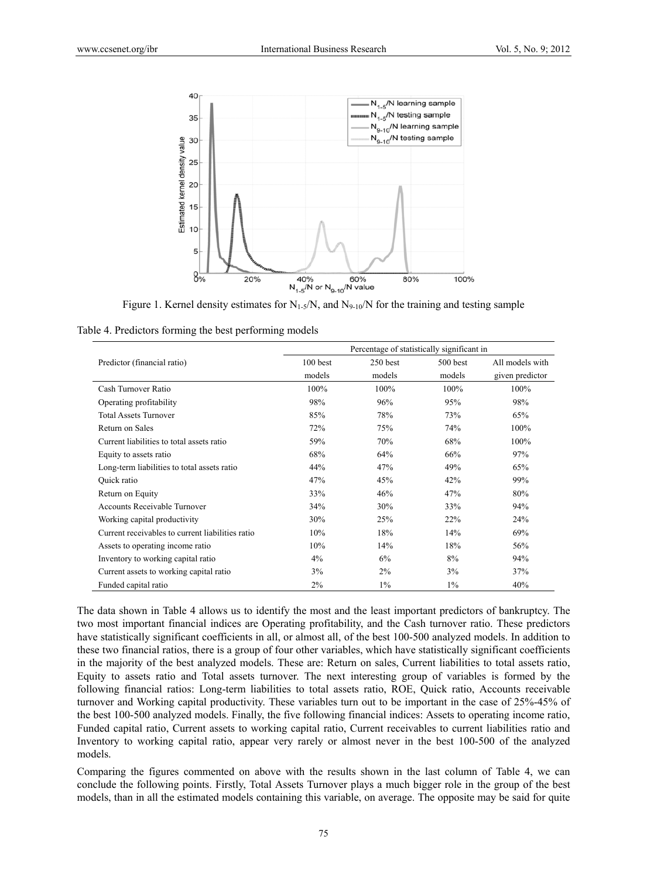Figure 1. Kernel density estimates for $N_{1-5}/N$, and $N_{9-10}/N$ for the training and testing sample

Table 4. Predictors forming the best performing models

| Predictor (financial ratio) | Percentage of statistically significant in | | | |
|---|---|---|---|---|
| | 100 best models | 250 best models | 500 best models | All models with given predictor |
| Cash Turnover Ratio | 100% | 100% | 100% | 100% |
| Operating profitability | 98% | 96% | 95% | 98% |
| Total Assets Turnover | 85% | 78% | 73% | 65% |
| Return on Sales | 72% | 75% | 74% | 100% |
| Current liabilities to total assets ratio | 59% | 70% | 68% | 100% |
| Equity to assets ratio | 68% | 64% | 66% | 97% |
| Long-term liabilities to total assets ratio | 44% | 47% | 49% | 65% |
| Quick ratio | 47% | 45% | 42% | 99% |
| Return on Equity | 33% | 46% | 47% | 80% |
| Accounts Receivable Turnover | 34% | 30% | 33% | 94% |
| Working capital productivity | 30% | 25% | 22% | 24% |
| Current receivables to current liabilities ratio | 10% | 18% | 14% | 69% |
| Assets to operating income ratio | 10% | 14% | 18% | 56% |
| Inventory to working capital ratio | 4% | 6% | 8% | 94% |
| Current assets to working capital ratio | 3% | 2% | 3% | 37% |
| Funded capital ratio | 2% | 1% | 1% | 40% |

The data shown in Table 4 allows us to identify the most and the least important predictors of bankruptcy. The two most important financial indices are Operating profitability, and the Cash turnover ratio. These predictors have statistically significant coefficients in all, or almost all, of the best 100-500 analyzed models. In addition to these two financial ratios, there is a group of four other variables, which have statistically significant coefficients in the majority of the best analyzed models. These are: Return on sales, Current liabilities to total assets ratio, Equity to assets ratio and Total assets turnover. The next interesting group of variables is formed by the following financial ratios: Long-term liabilities to total assets ratio, ROE, Quick ratio, Accounts receivable turnover and Working capital productivity. These variables turn out to be important in the case of 25%-45% of the best 100-500 analyzed models. Finally, the five following financial indices: Assets to operating income ratio, Funded capital ratio, Current assets to working capital ratio, Current receivables to current liabilities ratio and Inventory to working capital ratio, appear very rarely or almost never in the best 100-500 of the analyzed models.

Comparing the figures commented on above with the results shown in the last column of Table 4, we can conclude the following points. Firstly, Total Assets Turnover plays a much bigger role in the group of the best models, than in all the estimated models containing this variable, on average. The opposite may be said for quite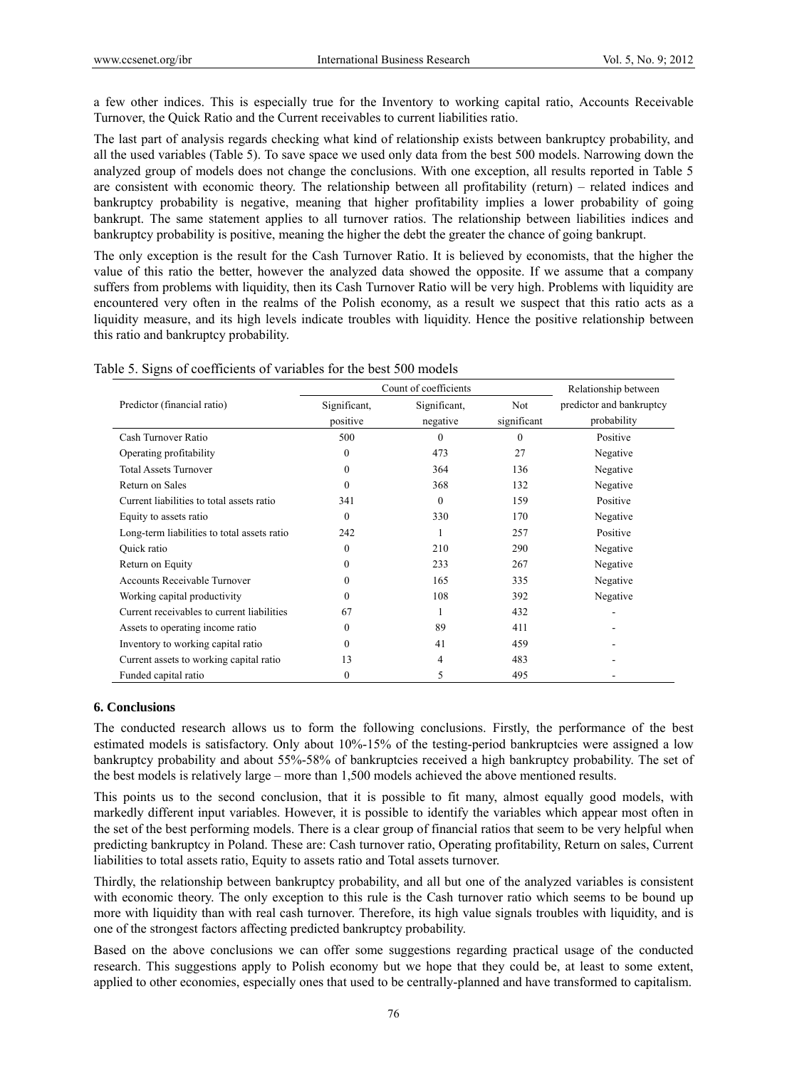a few other indices. This is especially true for the Inventory to working capital ratio, Accounts Receivable Turnover, the Quick Ratio and the Current receivables to current liabilities ratio.

The last part of analysis regards checking what kind of relationship exists between bankruptcy probability, and all the used variables (Table 5). To save space we used only data from the best 500 models. Narrowing down the analyzed group of models does not change the conclusions. With one exception, all results reported in Table 5 are consistent with economic theory. The relationship between all profitability (return) – related indices and bankruptcy probability is negative, meaning that higher profitability implies a lower probability of going bankrupt. The same statement applies to all turnover ratios. The relationship between liabilities indices and bankruptcy probability is positive, meaning the higher the debt the greater the chance of going bankrupt.

The only exception is the result for the Cash Turnover Ratio. It is believed by economists, that the higher the value of this ratio the better, however the analyzed data showed the opposite. If we assume that a company suffers from problems with liquidity, then its Cash Turnover Ratio will be very high. Problems with liquidity are encountered very often in the realms of the Polish economy, as a result we suspect that this ratio acts as a liquidity measure, and its high levels indicate troubles with liquidity. Hence the positive relationship between this ratio and bankruptcy probability.

Table 5. Signs of coefficients of variables for the best 500 models

| Predictor (financial ratio) | Count of coefficients | | | Relationship between predictor and bankruptcy probability |
|---|---|---|---|---|
| | Significant, positive | Significant, negative | Not significant | |
| Cash Turnover Ratio | 500 | 0 | 0 | Positive |
| Operating profitability | 0 | 473 | 27 | Negative |
| Total Assets Turnover | 0 | 364 | 136 | Negative |
| Return on Sales | 0 | 368 | 132 | Negative |
| Current liabilities to total assets ratio | 341 | 0 | 159 | Positive |
| Equity to assets ratio | 0 | 330 | 170 | Negative |
| Long-term liabilities to total assets ratio | 242 | 1 | 257 | Positive |
| Quick ratio | 0 | 210 | 290 | Negative |
| Return on Equity | 0 | 233 | 267 | Negative |
| Accounts Receivable Turnover | 0 | 165 | 335 | Negative |
| Working capital productivity | 0 | 108 | 392 | Negative |
| Current receivables to current liabilities | 67 | 1 | 432 | - |
| Assets to operating income ratio | 0 | 89 | 411 | - |
| Inventory to working capital ratio | 0 | 41 | 459 | - |
| Current assets to working capital ratio | 13 | 4 | 483 | - |
| Funded capital ratio | 0 | 5 | 495 | - |

## 6. Conclusions

The conducted research allows us to form the following conclusions. Firstly, the performance of the best estimated models is satisfactory. Only about 10%-15% of the testing-period bankruptcies were assigned a low bankruptcy probability and about 55%-58% of bankruptcies received a high bankruptcy probability. The set of the best models is relatively large – more than 1,500 models achieved the above mentioned results.

This points us to the second conclusion, that it is possible to fit many, almost equally good models, with markedly different input variables. However, it is possible to identify the variables which appear most often in the set of the best performing models. There is a clear group of financial ratios that seem to be very helpful when predicting bankruptcy in Poland. These are: Cash turnover ratio, Operating profitability, Return on sales, Current liabilities to total assets ratio, Equity to assets ratio and Total assets turnover.

Thirdly, the relationship between bankruptcy probability, and all but one of the analyzed variables is consistent with economic theory. The only exception to this rule is the Cash turnover ratio which seems to be bound up more with liquidity than with real cash turnover. Therefore, its high value signals troubles with liquidity, and is one of the strongest factors affecting predicted bankruptcy probability.

Based on the above conclusions we can offer some suggestions regarding practical usage of the conducted research. This suggestions apply to Polish economy but we hope that they could be, at least to some extent, applied to other economies, especially ones that used to be centrally-planned and have transformed to capitalism.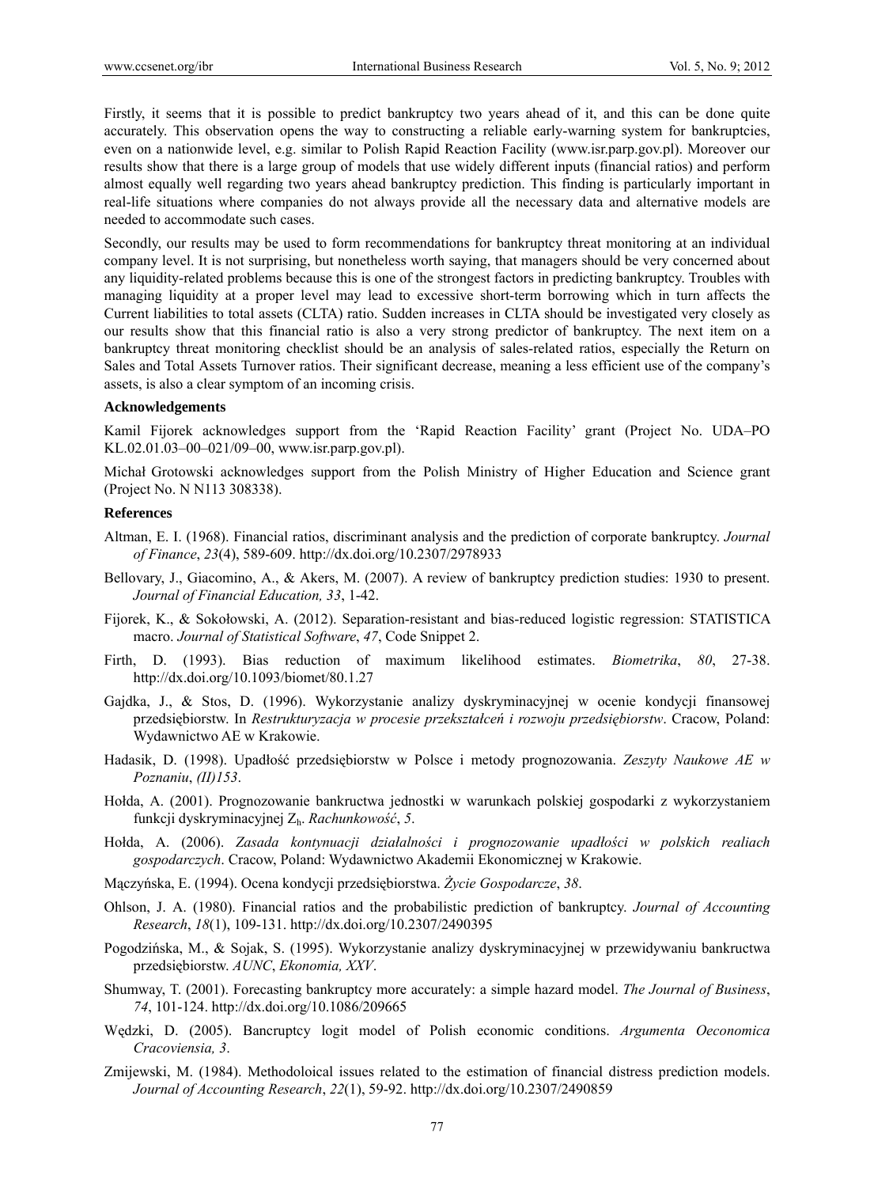Firstly, it seems that it is possible to predict bankruptcy two years ahead of it, and this can be done quite accurately. This observation opens the way to constructing a reliable early-warning system for bankruptcies, even on a nationwide level, e.g. similar to Polish Rapid Reaction Facility (www.isr.parp.gov.pl). Moreover our results show that there is a large group of models that use widely different inputs (financial ratios) and perform almost equally well regarding two years ahead bankruptcy prediction. This finding is particularly important in real-life situations where companies do not always provide all the necessary data and alternative models are needed to accommodate such cases.

Secondly, our results may be used to form recommendations for bankruptcy threat monitoring at an individual company level. It is not surprising, but nonetheless worth saying, that managers should be very concerned about any liquidity-related problems because this is one of the strongest factors in predicting bankruptcy. Troubles with managing liquidity at a proper level may lead to excessive short-term borrowing which in turn affects the Current liabilities to total assets (CLTA) ratio. Sudden increases in CLTA should be investigated very closely as our results show that this financial ratio is also a very strong predictor of bankruptcy. The next item on a bankruptcy threat monitoring checklist should be an analysis of sales-related ratios, especially the Return on Sales and Total Assets Turnover ratios. Their significant decrease, meaning a less efficient use of the company's assets, is also a clear symptom of an incoming crisis.

**Acknowledgements**

Kamil Fijorek acknowledges support from the 'Rapid Reaction Facility' grant (Project No. UDA–PO KL.02.01.03–00–021/09–00, www.isr.parp.gov.pl).

Michał Grotowski acknowledges support from the Polish Ministry of Higher Education and Science grant (Project No. N N113 308338).

**References**

Altman, E. I. (1968). Financial ratios, discriminant analysis and the prediction of corporate bankruptcy. *Journal of Finance*, *23*(4), 589-609. http://dx.doi.org/10.2307/2978933

Bellovary, J., Giacomino, A., & Akers, M. (2007). A review of bankruptcy prediction studies: 1930 to present. *Journal of Financial Education, 33*, 1-42.

Fijorek, K., & Sokołowski, A. (2012). Separation-resistant and bias-reduced logistic regression: STATISTICA macro. *Journal of Statistical Software*, *47*, Code Snippet 2.

Firth, D. (1993). Bias reduction of maximum likelihood estimates. *Biometrika*, *80*, 27-38. http://dx.doi.org/10.1093/biomet/80.1.27

Gajdka, J., & Stos, D. (1996). Wykorzystanie analizy dyskryminacyjnej w ocenie kondycji finansowej przedsiębiorstw. In *Restrukturyzacja w procesie przekształceń i rozwoju przedsiębiorstw*. Cracow, Poland: Wydawnictwo AE w Krakowie.

Hadasik, D. (1998). Upadłość przedsiębiorstw w Polsce i metody prognozowania. *Zeszyty Naukowe AE w Poznaniu*, *(II)153*.

Hołda, A. (2001). Prognozowanie bankructwa jednostki w warunkach polskiej gospodarki z wykorzystaniem funkcji dyskryminacyjnej $Z_h$. *Rachunkowość*, *5*.

Hołda, A. (2006). *Zasada kontynuacji działalności i prognozowanie upadłości w polskich realiach gospodarczych*. Cracow, Poland: Wydawnictwo Akademii Ekonomicznej w Krakowie.

Mączyńska, E. (1994). Ocena kondycji przedsiębiorstwa. *Życie Gospodarcze*, *38*.

Ohlson, J. A. (1980). Financial ratios and the probabilistic prediction of bankruptcy. *Journal of Accounting Research*, *18*(1), 109-131. http://dx.doi.org/10.2307/2490395

Pogodzińska, M., & Sojak, S. (1995). Wykorzystanie analizy dyskryminacyjnej w przewidywaniu bankructwa przedsiębiorstw. *AUNC*, *Ekonomia, XXV*.

Shumway, T. (2001). Forecasting bankruptcy more accurately: a simple hazard model. *The Journal of Business*, *74*, 101-124. http://dx.doi.org/10.1086/209665

Wędzki, D. (2005). Bancruptcy logit model of Polish economic conditions. *Argumenta Oeconomica Cracoviensia, 3*.

Zmijewski, M. (1984). Methodoloical issues related to the estimation of financial distress prediction models. *Journal of Accounting Research*, *22*(1), 59-92. http://dx.doi.org/10.2307/2490859